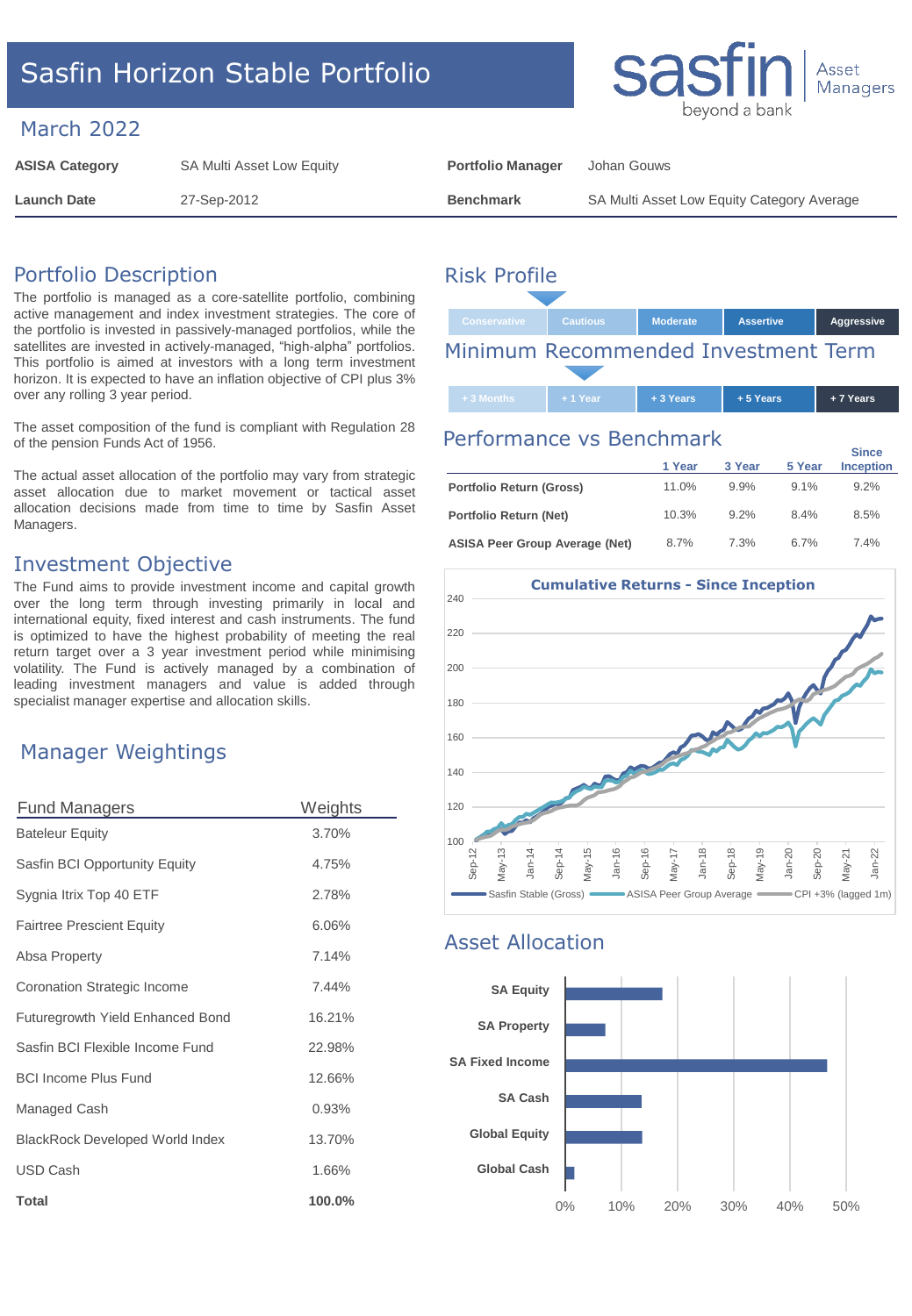# Sasfin Horizon Stable Portfolio

sasfin beyond a bank | Asset Managers

## March 2022

| ASISA Category | SA Multi Asset Low Equity | Portfolio Manager | Johan Gouws |
|---|---|---|---|
| Launch Date | 27-Sep-2012 | Benchmark | SA Multi Asset Low Equity Category Average |

## Portfolio Description

The portfolio is managed as a core-satellite portfolio, combining active management and index investment strategies. The core of the portfolio is invested in passively-managed portfolios, while the satellites are invested in actively-managed, "high-alpha" portfolios. This portfolio is aimed at investors with a long term investment horizon. It is expected to have an inflation objective of CPI plus 3% over any rolling 3 year period.

The asset composition of the fund is compliant with Regulation 28 of the pension Funds Act of 1956.

The actual asset allocation of the portfolio may vary from strategic asset allocation due to market movement or tactical asset allocation decisions made from time to time by Sasfin Asset Managers.

## Investment Objective

The Fund aims to provide investment income and capital growth over the long term through investing primarily in local and international equity, fixed interest and cash instruments. The fund is optimized to have the highest probability of meeting the real return target over a 3 year investment period while minimising volatility. The Fund is actively managed by a combination of leading investment managers and value is added through specialist manager expertise and allocation skills.

## Manager Weightings

| Fund Managers | Weights |
|---|---|
| Bateleur Equity | 3.70% |
| Sasfin BCI Opportunity Equity | 4.75% |
| Sygnia Itrix Top 40 ETF | 2.78% |
| Fairtree Prescient Equity | 6.06% |
| Absa Property | 7.14% |
| Coronation Strategic Income | 7.44% |
| Futuregrowth Yield Enhanced Bond | 16.21% |
| Sasfin BCI Flexible Income Fund | 22.98% |
| BCI Income Plus Fund | 12.66% |
| Managed Cash | 0.93% |
| BlackRock Developed World Index | 13.70% |
| USD Cash | 1.66% |
| **Total** | **100.0%** |

## Risk Profile

Conservative | Cautious | Moderate | Assertive | Aggressive

## Minimum Recommended Investment Term

+ 3 Months | + 1 Year | + 3 Years | + 5 Years | + 7 Years

## Performance vs Benchmark

| | 1 Year | 3 Year | 5 Year | Since Inception |
|---|---|---|---|---|
| **Portfolio Return (Gross)** | 11.0% | 9.9% | 9.1% | 9.2% |
| **Portfolio Return (Net)** | 10.3% | 9.2% | 8.4% | 8.5% |
| **ASISA Peer Group Average (Net)** | 8.7% | 7.3% | 6.7% | 7.4% |

**Cumulative Returns - Since Inception**

Sasfin Stable (Gross) | ASISA Peer Group Average | CPI +3% (lagged 1m)

## Asset Allocation

| Asset Class | Approx. Allocation |
|---|---|
| SA Equity | ~17% |
| SA Property | ~7% |
| SA Fixed Income | ~47% |
| SA Cash | ~14% |
| Global Equity | ~14% |
| Global Cash | ~2% |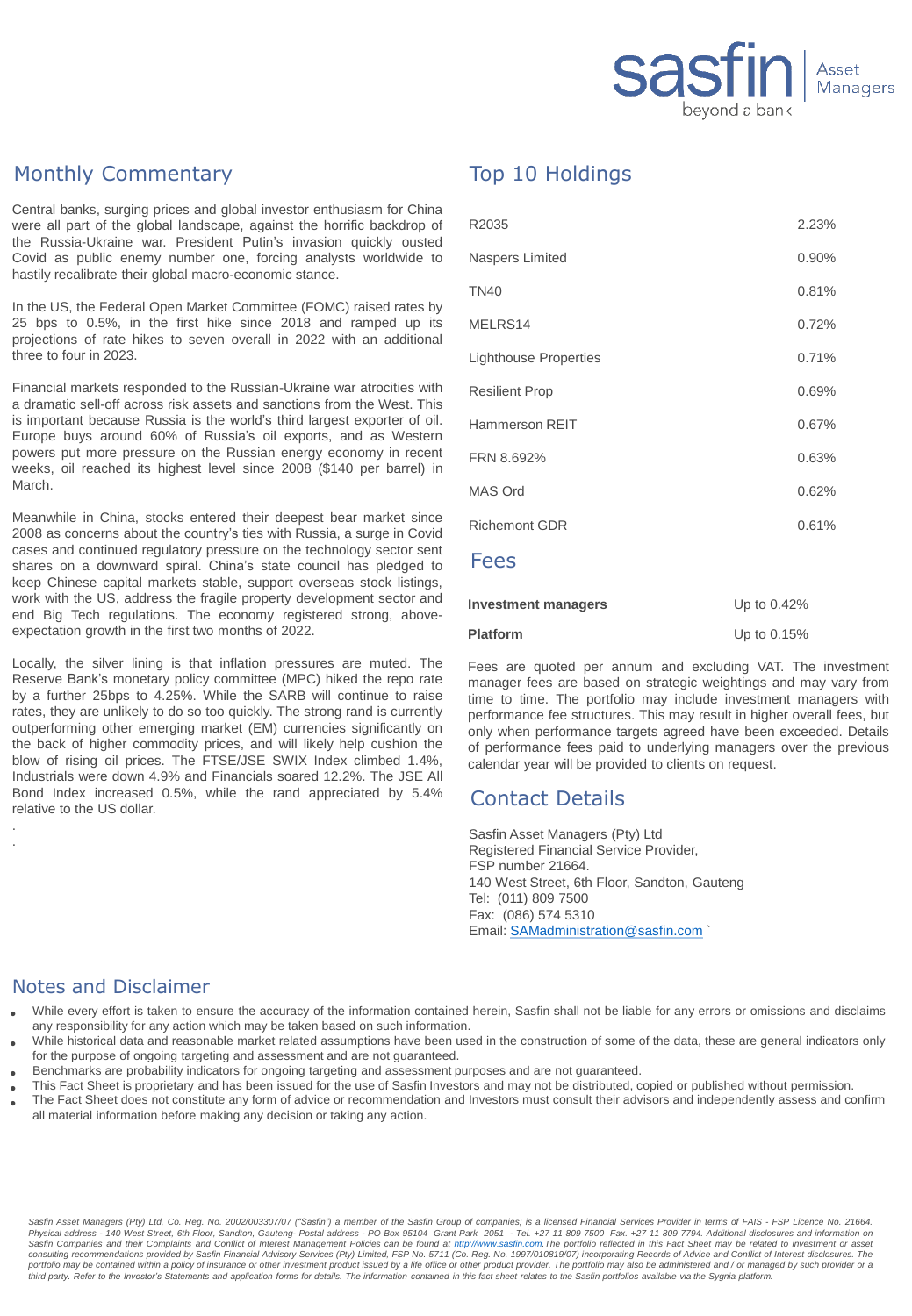## Monthly Commentary

Central banks, surging prices and global investor enthusiasm for China were all part of the global landscape, against the horrific backdrop of the Russia-Ukraine war. President Putin's invasion quickly ousted Covid as public enemy number one, forcing analysts worldwide to hastily recalibrate their global macro-economic stance.

In the US, the Federal Open Market Committee (FOMC) raised rates by 25 bps to 0.5%, in the first hike since 2018 and ramped up its projections of rate hikes to seven overall in 2022 with an additional three to four in 2023.

Financial markets responded to the Russian-Ukraine war atrocities with a dramatic sell-off across risk assets and sanctions from the West. This is important because Russia is the world's third largest exporter of oil. Europe buys around 60% of Russia's oil exports, and as Western powers put more pressure on the Russian energy economy in recent weeks, oil reached its highest level since 2008 ($140 per barrel) in March.

Meanwhile in China, stocks entered their deepest bear market since 2008 as concerns about the country's ties with Russia, a surge in Covid cases and continued regulatory pressure on the technology sector sent shares on a downward spiral. China's state council has pledged to keep Chinese capital markets stable, support overseas stock listings, work with the US, address the fragile property development sector and end Big Tech regulations. The economy registered strong, above-expectation growth in the first two months of 2022.

Locally, the silver lining is that inflation pressures are muted. The Reserve Bank's monetary policy committee (MPC) hiked the repo rate by a further 25bps to 4.25%. While the SARB will continue to raise rates, they are unlikely to do so too quickly. The strong rand is currently outperforming other emerging market (EM) currencies significantly on the back of higher commodity prices, and will likely help cushion the blow of rising oil prices. The FTSE/JSE SWIX Index climbed 1.4%, Industrials were down 4.9% and Financials soared 12.2%. The JSE All Bond Index increased 0.5%, while the rand appreciated by 5.4% relative to the US dollar.

## Top 10 Holdings

| | |
|---|---|
| R2035 | 2.23% |
| Naspers Limited | 0.90% |
| TN40 | 0.81% |
| MELRS14 | 0.72% |
| Lighthouse Properties | 0.71% |
| Resilient Prop | 0.69% |
| Hammerson REIT | 0.67% |
| FRN 8.692% | 0.63% |
| MAS Ord | 0.62% |
| Richemont GDR | 0.61% |

## Fees

| | |
|---|---|
| **Investment managers** | Up to 0.42% |
| **Platform** | Up to 0.15% |

Fees are quoted per annum and excluding VAT. The investment manager fees are based on strategic weightings and may vary from time to time. The portfolio may include investment managers with performance fee structures. This may result in higher overall fees, but only when performance targets agreed have been exceeded. Details of performance fees paid to underlying managers over the previous calendar year will be provided to clients on request.

## Contact Details

Sasfin Asset Managers (Pty) Ltd
Registered Financial Service Provider,
FSP number 21664.
140 West Street, 6th Floor, Sandton, Gauteng
Tel: (011) 809 7500
Fax: (086) 574 5310
Email: SAMadministration@sasfin.com

## Notes and Disclaimer

- While every effort is taken to ensure the accuracy of the information contained herein, Sasfin shall not be liable for any errors or omissions and disclaims any responsibility for any action which may be taken based on such information.
- While historical data and reasonable market related assumptions have been used in the construction of some of the data, these are general indicators only for the purpose of ongoing targeting and assessment and are not guaranteed.
- Benchmarks are probability indicators for ongoing targeting and assessment purposes and are not guaranteed.
- This Fact Sheet is proprietary and has been issued for the use of Sasfin Investors and may not be distributed, copied or published without permission.
- The Fact Sheet does not constitute any form of advice or recommendation and Investors must consult their advisors and independently assess and confirm all material information before making any decision or taking any action.

*Sasfin Asset Managers (Pty) Ltd, Co. Reg. No. 2002/003307/07 ("Sasfin") a member of the Sasfin Group of companies; is a licensed Financial Services Provider in terms of FAIS - FSP Licence No. 21664. Physical address - 140 West Street, 6th Floor, Sandton, Gauteng- Postal address - PO Box 95104 Grant Park 2051 - Tel. +27 11 809 7500 Fax. +27 11 809 7794. Additional disclosures and information on Sasfin Companies and their Complaints and Conflict of Interest Management Policies can be found at http://www.sasfin.com.The portfolio reflected in this Fact Sheet may be related to investment or asset consulting recommendations provided by Sasfin Financial Advisory Services (Pty) Limited, FSP No. 5711 (Co. Reg. No. 1997/010819/07) incorporating Records of Advice and Conflict of Interest disclosures. The portfolio may be contained within a policy of insurance or other investment product issued by a life office or other product provider. The portfolio may also be administered and / or managed by such provider or a third party. Refer to the Investor's Statements and application forms for details. The information contained in this fact sheet relates to the Sasfin portfolios available via the Sygnia platform.*